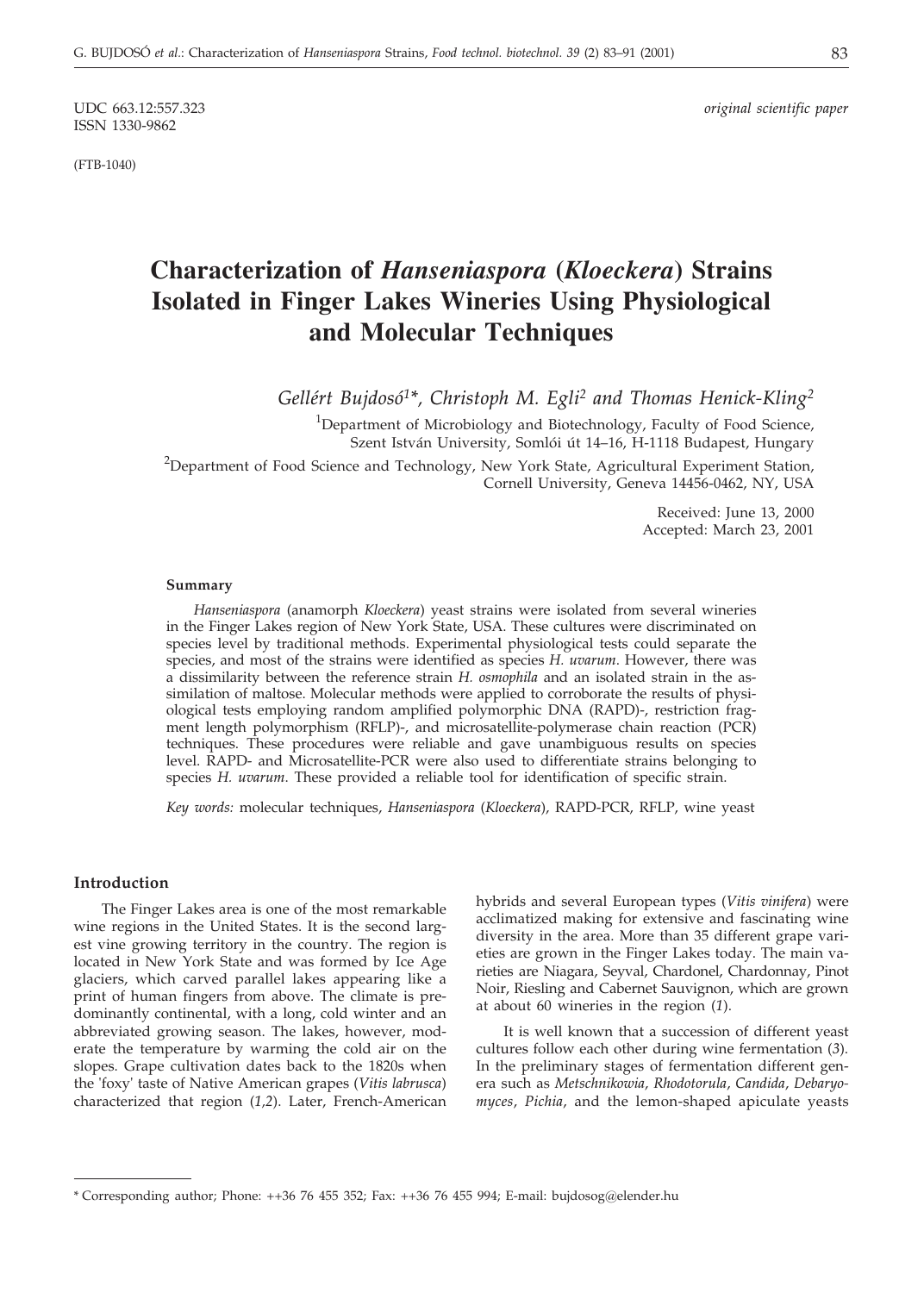UDC 663.12:557.323
ISSN 1330-9862

*original scientific paper*

(FTB-1040)

# Characterization of *Hanseniaspora* (*Kloeckera*) Strains Isolated in Finger Lakes Wineries Using Physiological and Molecular Techniques

*Gellért Bujdosó[1]*, Christoph M. Egli[2] and Thomas Henick-Kling[2]*

[1]Department of Microbiology and Biotechnology, Faculty of Food Science, Szent István University, Somlói út 14–16, H-1118 Budapest, Hungary

[2]Department of Food Science and Technology, New York State, Agricultural Experiment Station, Cornell University, Geneva 14456-0462, NY, USA

Received: June 13, 2000
Accepted: March 23, 2001

#### Summary

*Hanseniaspora* (anamorph *Kloeckera*) yeast strains were isolated from several wineries in the Finger Lakes region of New York State, USA. These cultures were discriminated on species level by traditional methods. Experimental physiological tests could separate the species, and most of the strains were identified as species *H. uvarum*. However, there was a dissimilarity between the reference strain *H. osmophila* and an isolated strain in the assimilation of maltose. Molecular methods were applied to corroborate the results of physiological tests employing random amplified polymorphic DNA (RAPD)-, restriction fragment length polymorphism (RFLP)-, and microsatellite-polymerase chain reaction (PCR) techniques. These procedures were reliable and gave unambiguous results on species level. RAPD- and Microsatellite-PCR were also used to differentiate strains belonging to species *H. uvarum*. These provided a reliable tool for identification of specific strain.

*Key words:* molecular techniques, *Hanseniaspora* (*Kloeckera*), RAPD-PCR, RFLP, wine yeast

#### Introduction

The Finger Lakes area is one of the most remarkable wine regions in the United States. It is the second largest vine growing territory in the country. The region is located in New York State and was formed by Ice Age glaciers, which carved parallel lakes appearing like a print of human fingers from above. The climate is predominantly continental, with a long, cold winter and an abbreviated growing season. The lakes, however, moderate the temperature by warming the cold air on the slopes. Grape cultivation dates back to the 1820s when the 'foxy' taste of Native American grapes (*Vitis labrusca*) characterized that region (*1,2*). Later, French-American hybrids and several European types (*Vitis vinifera*) were acclimatized making for extensive and fascinating wine diversity in the area. More than 35 different grape varieties are grown in the Finger Lakes today. The main varieties are Niagara, Seyval, Chardonel, Chardonnay, Pinot Noir, Riesling and Cabernet Sauvignon, which are grown at about 60 wineries in the region (*1*).

It is well known that a succession of different yeast cultures follow each other during wine fermentation (*3*). In the preliminary stages of fermentation different genera such as *Metschnikowia*, *Rhodotorula*, *Candida*, *Debaryomyces*, *Pichia*, and the lemon-shaped apiculate yeasts

* Corresponding author; Phone: ++36 76 455 352; Fax: ++36 76 455 994; E-mail: bujdosog@elender.hu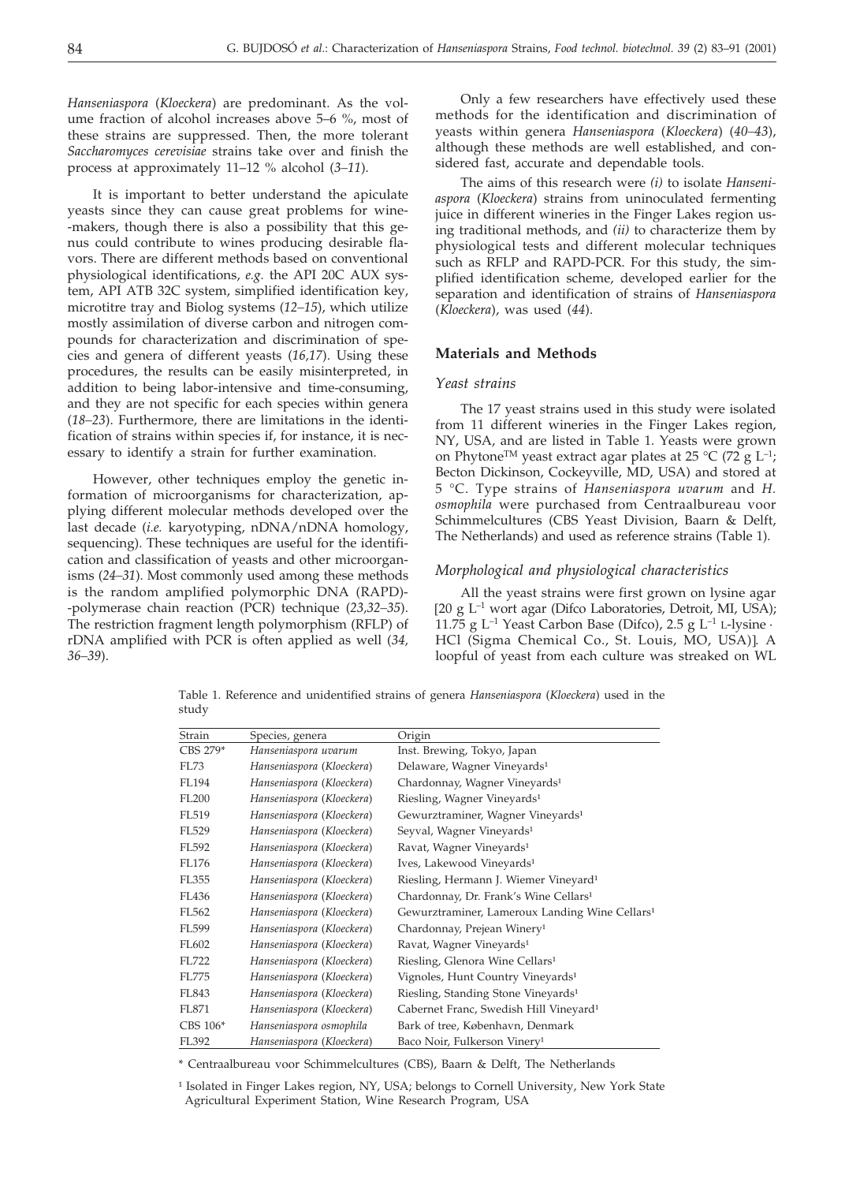*Hanseniaspora* (*Kloeckera*) are predominant. As the volume fraction of alcohol increases above 5–6 %, most of these strains are suppressed. Then, the more tolerant *Saccharomyces cerevisiae* strains take over and finish the process at approximately 11–12 % alcohol (*3–11*).

It is important to better understand the apiculate yeasts since they can cause great problems for wine-makers, though there is also a possibility that this genus could contribute to wines producing desirable flavors. There are different methods based on conventional physiological identifications, *e.g.* the API 20C AUX system, API ATB 32C system, simplified identification key, microtitre tray and Biolog systems (*12–15*), which utilize mostly assimilation of diverse carbon and nitrogen compounds for characterization and discrimination of species and genera of different yeasts (*16,17*). Using these procedures, the results can be easily misinterpreted, in addition to being labor-intensive and time-consuming, and they are not specific for each species within genera (*18–23*). Furthermore, there are limitations in the identification of strains within species if, for instance, it is necessary to identify a strain for further examination.

However, other techniques employ the genetic information of microorganisms for characterization, applying different molecular methods developed over the last decade (*i.e.* karyotyping, nDNA/nDNA homology, sequencing). These techniques are useful for the identification and classification of yeasts and other microorganisms (*24–31*). Most commonly used among these methods is the random amplified polymorphic DNA (RAPD)-polymerase chain reaction (PCR) technique (*23,32–35*). The restriction fragment length polymorphism (RFLP) of rDNA amplified with PCR is often applied as well (*34, 36–39*).

Only a few researchers have effectively used these methods for the identification and discrimination of yeasts within genera *Hanseniaspora* (*Kloeckera*) (*40–43*), although these methods are well established, and considered fast, accurate and dependable tools.

The aims of this research were *(i)* to isolate *Hanseniaspora* (*Kloeckera*) strains from uninoculated fermenting juice in different wineries in the Finger Lakes region using traditional methods, and *(ii)* to characterize them by physiological tests and different molecular techniques such as RFLP and RAPD-PCR. For this study, the simplified identification scheme, developed earlier for the separation and identification of strains of *Hanseniaspora* (*Kloeckera*), was used (*44*).

## Materials and Methods

### *Yeast strains*

The 17 yeast strains used in this study were isolated from 11 different wineries in the Finger Lakes region, NY, USA, and are listed in Table 1. Yeasts were grown on Phytone™ yeast extract agar plates at 25 °C (72 g L$^{-1}$; Becton Dickinson, Cockeyville, MD, USA) and stored at 5 °C. Type strains of *Hanseniaspora uvarum* and *H. osmophila* were purchased from Centraalbureau voor Schimmelcultures (CBS Yeast Division, Baarn & Delft, The Netherlands) and used as reference strains (Table 1).

### *Morphological and physiological characteristics*

All the yeast strains were first grown on lysine agar [20 g L$^{-1}$ wort agar (Difco Laboratories, Detroit, MI, USA); 11.75 g L$^{-1}$ Yeast Carbon Base (Difco), 2.5 g L$^{-1}$ L-lysine · HCl (Sigma Chemical Co., St. Louis, MO, USA)]. A loopful of yeast from each culture was streaked on WL

Table 1. Reference and unidentified strains of genera *Hanseniaspora* (*Kloeckera*) used in the study

| Strain | Species, genera | Origin |
|---|---|---|
| CBS 279* | *Hanseniaspora uvarum* | Inst. Brewing, Tokyo, Japan |
| FL73 | *Hanseniaspora* (*Kloeckera*) | Delaware, Wagner Vineyards[1] |
| FL194 | *Hanseniaspora* (*Kloeckera*) | Chardonnay, Wagner Vineyards[1] |
| FL200 | *Hanseniaspora* (*Kloeckera*) | Riesling, Wagner Vineyards[1] |
| FL519 | *Hanseniaspora* (*Kloeckera*) | Gewurztraminer, Wagner Vineyards[1] |
| FL529 | *Hanseniaspora* (*Kloeckera*) | Seyval, Wagner Vineyards[1] |
| FL592 | *Hanseniaspora* (*Kloeckera*) | Ravat, Wagner Vineyards[1] |
| FL176 | *Hanseniaspora* (*Kloeckera*) | Ives, Lakewood Vineyards[1] |
| FL355 | *Hanseniaspora* (*Kloeckera*) | Riesling, Hermann J. Wiemer Vineyard[1] |
| FL436 | *Hanseniaspora* (*Kloeckera*) | Chardonnay, Dr. Frank's Wine Cellars[1] |
| FL562 | *Hanseniaspora* (*Kloeckera*) | Gewurztraminer, Lameroux Landing Wine Cellars[1] |
| FL599 | *Hanseniaspora* (*Kloeckera*) | Chardonnay, Prejean Winery[1] |
| FL602 | *Hanseniaspora* (*Kloeckera*) | Ravat, Wagner Vineyards[1] |
| FL722 | *Hanseniaspora* (*Kloeckera*) | Riesling, Glenora Wine Cellars[1] |
| FL775 | *Hanseniaspora* (*Kloeckera*) | Vignoles, Hunt Country Vineyards[1] |
| FL843 | *Hanseniaspora* (*Kloeckera*) | Riesling, Standing Stone Vineyards[1] |
| FL871 | *Hanseniaspora* (*Kloeckera*) | Cabernet Franc, Swedish Hill Vineyard[1] |
| CBS 106* | *Hanseniaspora osmophila* | Bark of tree, København, Denmark |
| FL392 | *Hanseniaspora* (*Kloeckera*) | Baco Noir, Fulkerson Vinery[1] |

\* Centraalbureau voor Schimmelcultures (CBS), Baarn & Delft, The Netherlands

[1] Isolated in Finger Lakes region, NY, USA; belongs to Cornell University, New York State Agricultural Experiment Station, Wine Research Program, USA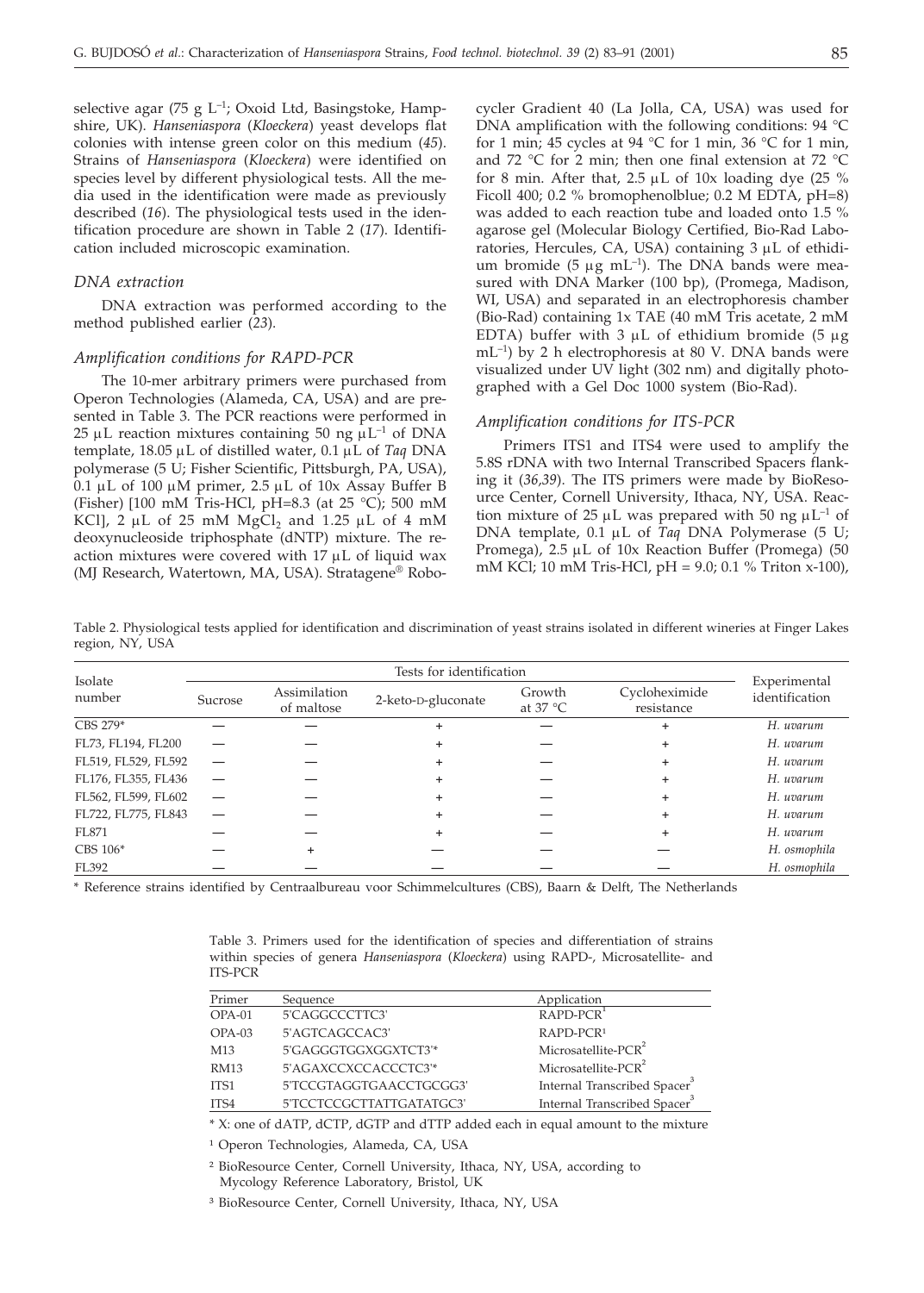selective agar (75 g $L^{-1}$; Oxoid Ltd, Basingstoke, Hampshire, UK). *Hanseniaspora* (*Kloeckera*) yeast develops flat colonies with intense green color on this medium (*45*). Strains of *Hanseniaspora* (*Kloeckera*) were identified on species level by different physiological tests. All the media used in the identification were made as previously described (*16*). The physiological tests used in the identification procedure are shown in Table 2 (*17*). Identification included microscopic examination.

### *DNA extraction*

DNA extraction was performed according to the method published earlier (*23*).

### *Amplification conditions for RAPD-PCR*

The 10-mer arbitrary primers were purchased from Operon Technologies (Alameda, CA, USA) and are presented in Table 3. The PCR reactions were performed in 25 μL reaction mixtures containing 50 ng $\mu L^{-1}$ of DNA template, 18.05 μL of distilled water, 0.1 μL of *Taq* DNA polymerase (5 U; Fisher Scientific, Pittsburgh, PA, USA), 0.1 μL of 100 μM primer, 2.5 μL of 10x Assay Buffer B (Fisher) [100 mM Tris-HCl, pH=8.3 (at 25 °C); 500 mM KCl], 2 μL of 25 mM $MgCl_2$ and 1.25 μL of 4 mM deoxynucleoside triphosphate (dNTP) mixture. The reaction mixtures were covered with 17 μL of liquid wax (MJ Research, Watertown, MA, USA). Stratagene® Robocycler Gradient 40 (La Jolla, CA, USA) was used for DNA amplification with the following conditions: 94 °C for 1 min; 45 cycles at 94 °C for 1 min, 36 °C for 1 min, and 72 °C for 2 min; then one final extension at 72 °C for 8 min. After that, 2.5 μL of 10x loading dye (25 % Ficoll 400; 0.2 % bromophenolblue; 0.2 M EDTA, pH=8) was added to each reaction tube and loaded onto 1.5 % agarose gel (Molecular Biology Certified, Bio-Rad Laboratories, Hercules, CA, USA) containing 3 μL of ethidium bromide (5 μg $mL^{-1}$). The DNA bands were measured with DNA Marker (100 bp), (Promega, Madison, WI, USA) and separated in an electrophoresis chamber (Bio-Rad) containing 1x TAE (40 mM Tris acetate, 2 mM EDTA) buffer with 3 μL of ethidium bromide (5 μg $mL^{-1}$) by 2 h electrophoresis at 80 V. DNA bands were visualized under UV light (302 nm) and digitally photographed with a Gel Doc 1000 system (Bio-Rad).

### *Amplification conditions for ITS-PCR*

Primers ITS1 and ITS4 were used to amplify the 5.8S rDNA with two Internal Transcribed Spacers flanking it (*36,39*). The ITS primers were made by BioResource Center, Cornell University, Ithaca, NY, USA. Reaction mixture of 25 μL was prepared with 50 ng $\mu L^{-1}$ of DNA template, 0.1 μL of *Taq* DNA Polymerase (5 U; Promega), 2.5 μL of 10x Reaction Buffer (Promega) (50 mM KCl; 10 mM Tris-HCl, pH = 9.0; 0.1 % Triton x-100),

Table 2. Physiological tests applied for identification and discrimination of yeast strains isolated in different wineries at Finger Lakes region, NY, USA

| Isolate number | Tests for identification | | | | | Experimental identification |
|---|---|---|---|---|---|---|
| | Sucrose | Assimilation of maltose | 2-keto-D-gluconate | Growth at 37 °C | Cycloheximide resistance | |
| CBS 279* | — | — | + | — | + | *H. uvarum* |
| FL73, FL194, FL200 | — | — | + | — | + | *H. uvarum* |
| FL519, FL529, FL592 | — | — | + | — | + | *H. uvarum* |
| FL176, FL355, FL436 | — | — | + | — | + | *H. uvarum* |
| FL562, FL599, FL602 | — | — | + | — | + | *H. uvarum* |
| FL722, FL775, FL843 | — | — | + | — | + | *H. uvarum* |
| FL871 | — | — | + | — | + | *H. uvarum* |
| CBS 106* | — | + | — | — | — | *H. osmophila* |
| FL392 | — | — | — | — | — | *H. osmophila* |

\* Reference strains identified by Centraalbureau voor Schimmelcultures (CBS), Baarn & Delft, The Netherlands

Table 3. Primers used for the identification of species and differentiation of strains within species of genera *Hanseniaspora* (*Kloeckera*) using RAPD-, Microsatellite- and ITS-PCR

| Primer | Sequence | Application |
|---|---|---|
| OPA-01 | 5'CAGGCCCTTC3' | RAPD-PCR[1] |
| OPA-03 | 5'AGTCAGCCAC3' | RAPD-PCR[1] |
| M13 | 5'GAGGGTGGXGGXTCT3'* | Microsatellite-PCR[2] |
| RM13 | 5'AGAXCCXCCACCCTC3'* | Microsatellite-PCR[2] |
| ITS1 | 5'TCCGTAGGTGAACCTGCGG3' | Internal Transcribed Spacer[3] |
| ITS4 | 5'TCCTCCGCTTATTGATATGC3' | Internal Transcribed Spacer[3] |

\* X: one of dATP, dCTP, dGTP and dTTP added each in equal amount to the mixture

[1] Operon Technologies, Alameda, CA, USA

[2] BioResource Center, Cornell University, Ithaca, NY, USA, according to Mycology Reference Laboratory, Bristol, UK

[3] BioResource Center, Cornell University, Ithaca, NY, USA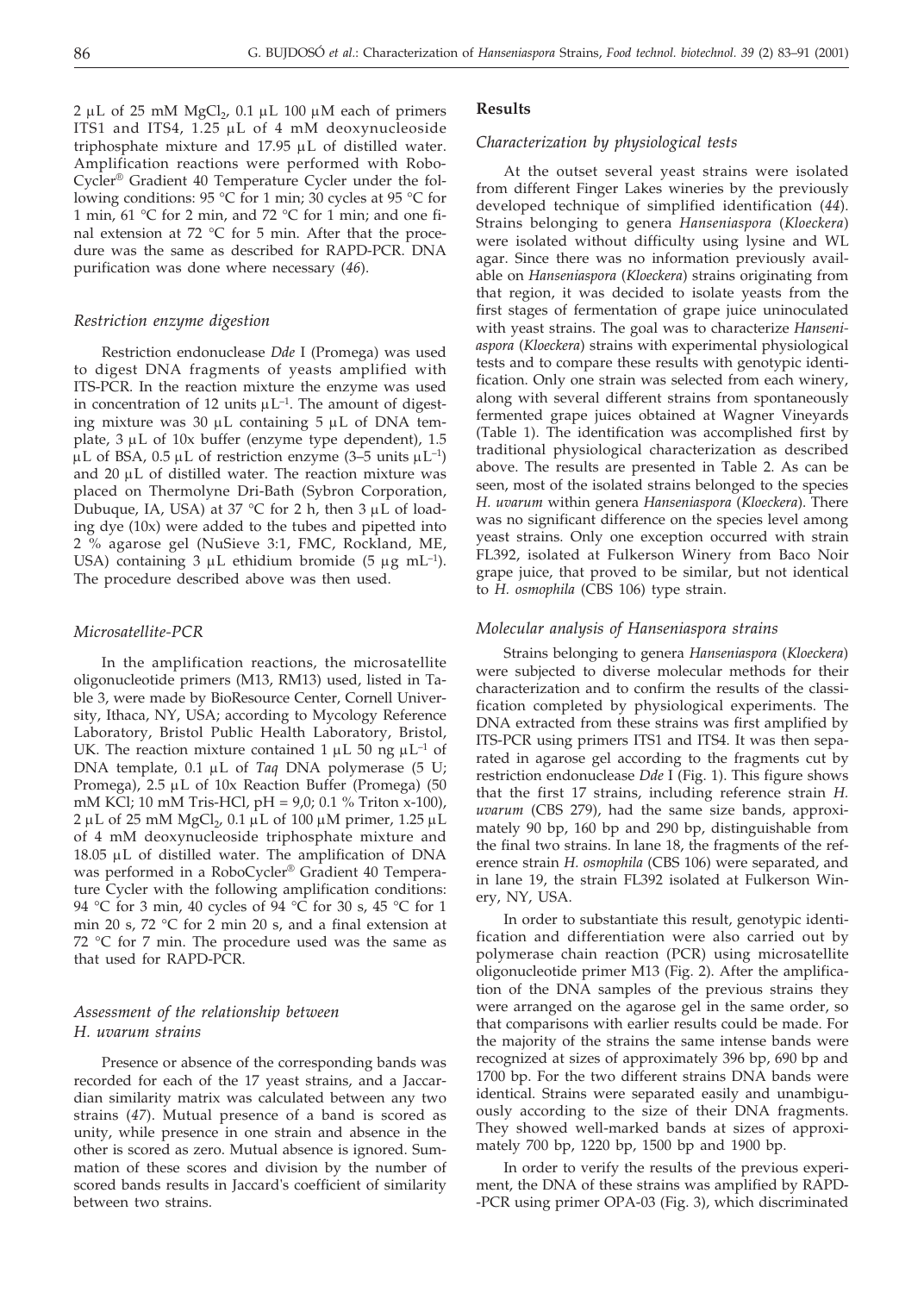2 μL of 25 mM $MgCl_2$, 0.1 μL 100 μM each of primers ITS1 and ITS4, 1.25 μL of 4 mM deoxynucleoside triphosphate mixture and 17.95 μL of distilled water. Amplification reactions were performed with Robo-Cycler® Gradient 40 Temperature Cycler under the following conditions: 95 °C for 1 min; 30 cycles at 95 °C for 1 min, 61 °C for 2 min, and 72 °C for 1 min; and one final extension at 72 °C for 5 min. After that the procedure was the same as described for RAPD-PCR. DNA purification was done where necessary (*46*).

### *Restriction enzyme digestion*

Restriction endonuclease *Dde* I (Promega) was used to digest DNA fragments of yeasts amplified with ITS-PCR. In the reaction mixture the enzyme was used in concentration of 12 units $\mu L^{-1}$. The amount of digesting mixture was 30 μL containing 5 μL of DNA template, 3 μL of 10x buffer (enzyme type dependent), 1.5 μL of BSA, 0.5 μL of restriction enzyme (3–5 units $\mu L^{-1}$) and 20 μL of distilled water. The reaction mixture was placed on Thermolyne Dri-Bath (Sybron Corporation, Dubuque, IA, USA) at 37 °C for 2 h, then 3 μL of loading dye (10x) were added to the tubes and pipetted into 2 % agarose gel (NuSieve 3:1, FMC, Rockland, ME, USA) containing 3 μL ethidium bromide (5 μg $mL^{-1}$). The procedure described above was then used.

### *Microsatellite-PCR*

In the amplification reactions, the microsatellite oligonucleotide primers (M13, RM13) used, listed in Table 3, were made by BioResource Center, Cornell University, Ithaca, NY, USA; according to Mycology Reference Laboratory, Bristol Public Health Laboratory, Bristol, UK. The reaction mixture contained 1 μL 50 ng $\mu L^{-1}$ of DNA template, 0.1 μL of *Taq* DNA polymerase (5 U; Promega), 2.5 μL of 10x Reaction Buffer (Promega) (50 mM KCl; 10 mM Tris-HCl, pH = 9,0; 0.1 % Triton x-100), 2 μL of 25 mM $MgCl_2$, 0.1 μL of 100 μM primer, 1.25 μL of 4 mM deoxynucleoside triphosphate mixture and 18.05 μL of distilled water. The amplification of DNA was performed in a RoboCycler® Gradient 40 Temperature Cycler with the following amplification conditions: 94 °C for 3 min, 40 cycles of 94 °C for 30 s, 45 °C for 1 min 20 s, 72 °C for 2 min 20 s, and a final extension at 72 °C for 7 min. The procedure used was the same as that used for RAPD-PCR.

### *Assessment of the relationship between H. uvarum strains*

Presence or absence of the corresponding bands was recorded for each of the 17 yeast strains, and a Jaccardian similarity matrix was calculated between any two strains (*47*). Mutual presence of a band is scored as unity, while presence in one strain and absence in the other is scored as zero. Mutual absence is ignored. Summation of these scores and division by the number of scored bands results in Jaccard's coefficient of similarity between two strains.

## Results

### *Characterization by physiological tests*

At the outset several yeast strains were isolated from different Finger Lakes wineries by the previously developed technique of simplified identification (*44*). Strains belonging to genera *Hanseniaspora* (*Kloeckera*) were isolated without difficulty using lysine and WL agar. Since there was no information previously available on *Hanseniaspora* (*Kloeckera*) strains originating from that region, it was decided to isolate yeasts from the first stages of fermentation of grape juice uninoculated with yeast strains. The goal was to characterize *Hanseniaspora* (*Kloeckera*) strains with experimental physiological tests and to compare these results with genotypic identification. Only one strain was selected from each winery, along with several different strains from spontaneously fermented grape juices obtained at Wagner Vineyards (Table 1). The identification was accomplished first by traditional physiological characterization as described above. The results are presented in Table 2. As can be seen, most of the isolated strains belonged to the species *H. uvarum* within genera *Hanseniaspora* (*Kloeckera*). There was no significant difference on the species level among yeast strains. Only one exception occurred with strain FL392, isolated at Fulkerson Winery from Baco Noir grape juice, that proved to be similar, but not identical to *H. osmophila* (CBS 106) type strain.

### *Molecular analysis of Hanseniaspora strains*

Strains belonging to genera *Hanseniaspora* (*Kloeckera*) were subjected to diverse molecular methods for their characterization and to confirm the results of the classification completed by physiological experiments. The DNA extracted from these strains was first amplified by ITS-PCR using primers ITS1 and ITS4. It was then separated in agarose gel according to the fragments cut by restriction endonuclease *Dde* I (Fig. 1). This figure shows that the first 17 strains, including reference strain *H. uvarum* (CBS 279), had the same size bands, approximately 90 bp, 160 bp and 290 bp, distinguishable from the final two strains. In lane 18, the fragments of the reference strain *H. osmophila* (CBS 106) were separated, and in lane 19, the strain FL392 isolated at Fulkerson Winery, NY, USA.

In order to substantiate this result, genotypic identification and differentiation were also carried out by polymerase chain reaction (PCR) using microsatellite oligonucleotide primer M13 (Fig. 2). After the amplification of the DNA samples of the previous strains they were arranged on the agarose gel in the same order, so that comparisons with earlier results could be made. For the majority of the strains the same intense bands were recognized at sizes of approximately 396 bp, 690 bp and 1700 bp. For the two different strains DNA bands were identical. Strains were separated easily and unambiguously according to the size of their DNA fragments. They showed well-marked bands at sizes of approximately 700 bp, 1220 bp, 1500 bp and 1900 bp.

In order to verify the results of the previous experiment, the DNA of these strains was amplified by RAPD-PCR using primer OPA-03 (Fig. 3), which discriminated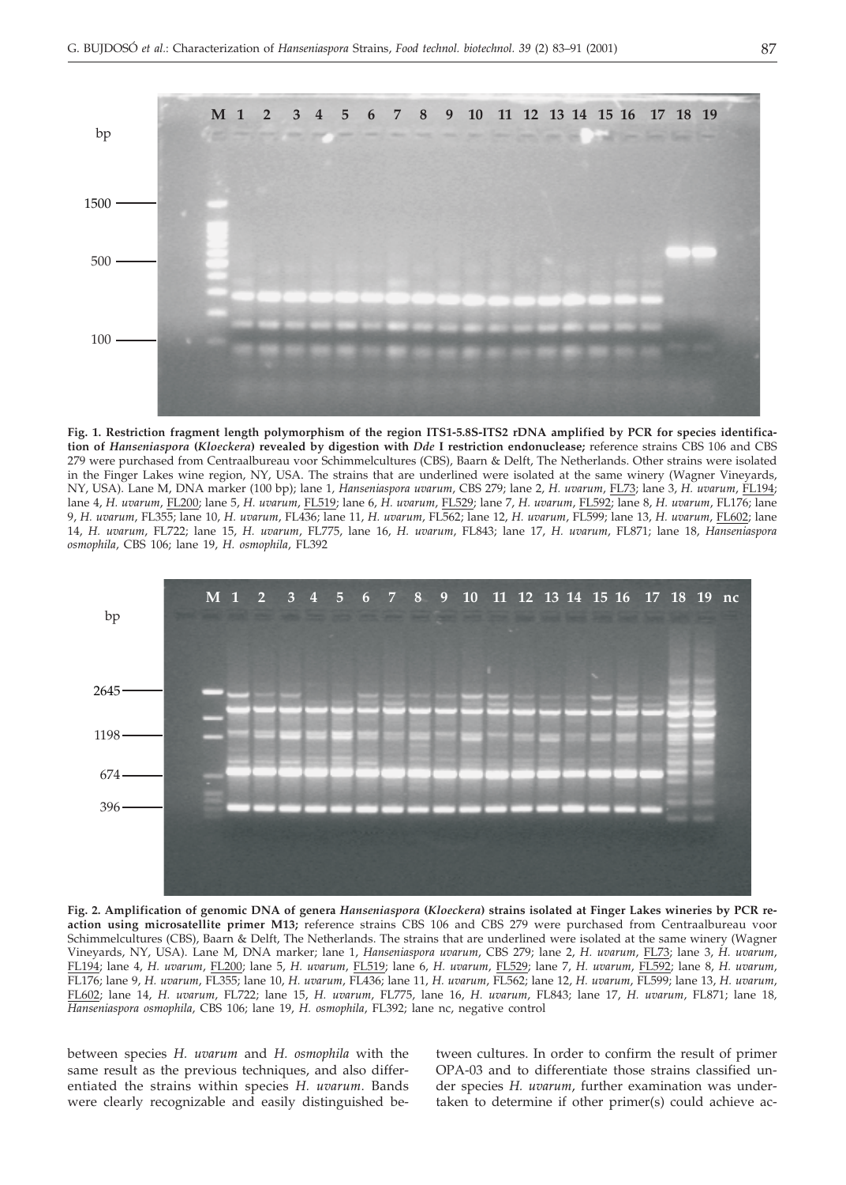**Fig. 1. Restriction fragment length polymorphism of the region ITS1-5.8S-ITS2 rDNA amplified by PCR for species identification of *Hanseniaspora* (*Kloeckera*) revealed by digestion with *Dde* I restriction endonuclease;** reference strains CBS 106 and CBS 279 were purchased from Centraalbureau voor Schimmelcultures (CBS), Baarn & Delft, The Netherlands. Other strains were isolated in the Finger Lakes wine region, NY, USA. The strains that are underlined were isolated at the same winery (Wagner Vineyards, NY, USA). Lane M, DNA marker (100 bp); lane 1, *Hanseniaspora uvarum*, CBS 279; lane 2, *H. uvarum*, FL73; lane 3, *H. uvarum*, FL194; lane 4, *H. uvarum*, FL200; lane 5, *H. uvarum*, FL519; lane 6, *H. uvarum*, FL529; lane 7, *H. uvarum*, FL592; lane 8, *H. uvarum*, FL176; lane 9, *H. uvarum*, FL355; lane 10, *H. uvarum*, FL436; lane 11, *H. uvarum*, FL562; lane 12, *H. uvarum*, FL599; lane 13, *H. uvarum*, FL602; lane 14, *H. uvarum*, FL722; lane 15, *H. uvarum*, FL775, lane 16, *H. uvarum*, FL843; lane 17, *H. uvarum*, FL871; lane 18, *Hanseniaspora osmophila*, CBS 106; lane 19, *H. osmophila*, FL392

**Fig. 2. Amplification of genomic DNA of genera *Hanseniaspora* (*Kloeckera*) strains isolated at Finger Lakes wineries by PCR reaction using microsatellite primer M13;** reference strains CBS 106 and CBS 279 were purchased from Centraalbureau voor Schimmelcultures (CBS), Baarn & Delft, The Netherlands. The strains that are underlined were isolated at the same winery (Wagner Vineyards, NY, USA). Lane M, DNA marker; lane 1, *Hanseniaspora uvarum*, CBS 279; lane 2, *H. uvarum*, FL73; lane 3, *H. uvarum*, FL194; lane 4, *H. uvarum*, FL200; lane 5, *H. uvarum*, FL519; lane 6, *H. uvarum*, FL529; lane 7, *H. uvarum*, FL592; lane 8, *H. uvarum*, FL176; lane 9, *H. uvarum*, FL355; lane 10, *H. uvarum*, FL436; lane 11, *H. uvarum*, FL562; lane 12, *H. uvarum*, FL599; lane 13, *H. uvarum*, FL602; lane 14, *H. uvarum*, FL722; lane 15, *H. uvarum*, FL775, lane 16, *H. uvarum*, FL843; lane 17, *H. uvarum*, FL871; lane 18, *Hanseniaspora osmophila*, CBS 106; lane 19, *H. osmophila*, FL392; lane nc, negative control

between species *H. uvarum* and *H. osmophila* with the same result as the previous techniques, and also differentiated the strains within species *H. uvarum*. Bands were clearly recognizable and easily distinguished between cultures. In order to confirm the result of primer OPA-03 and to differentiate those strains classified under species *H. uvarum*, further examination was undertaken to determine if other primer(s) could achieve ac-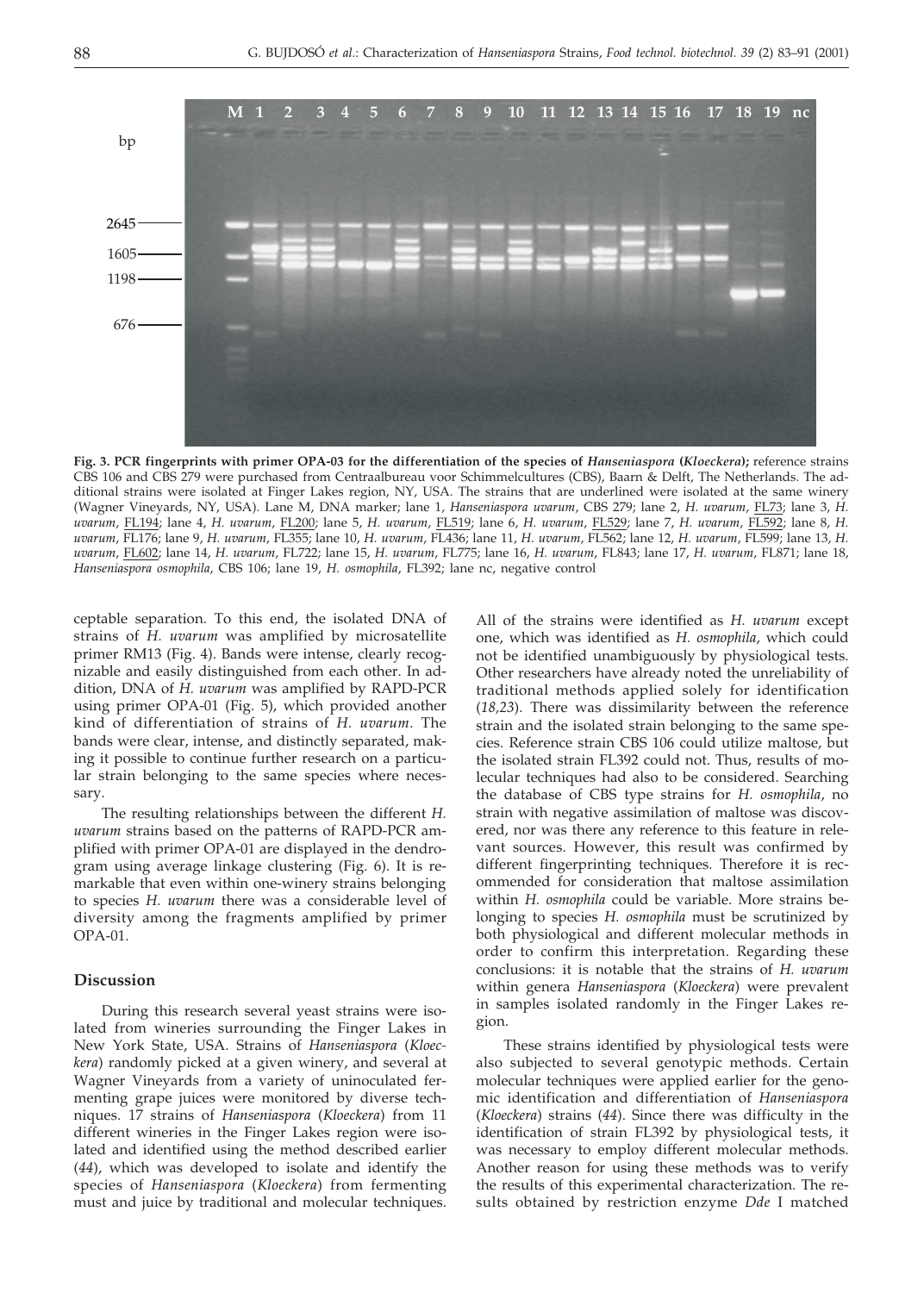**Fig. 3. PCR fingerprints with primer OPA-03 for the differentiation of the species of *Hanseniaspora* (*Kloeckera*);** reference strains CBS 106 and CBS 279 were purchased from Centraalbureau voor Schimmelcultures (CBS), Baarn & Delft, The Netherlands. The additional strains were isolated at Finger Lakes region, NY, USA. The strains that are underlined were isolated at the same winery (Wagner Vineyards, NY, USA). Lane M, DNA marker; lane 1, *Hanseniaspora uvarum*, CBS 279; lane 2, *H. uvarum*, FL73; lane 3, *H. uvarum*, FL194; lane 4, *H. uvarum*, FL200; lane 5, *H. uvarum*, FL519; lane 6, *H. uvarum*, FL529; lane 7, *H. uvarum*, FL592; lane 8, *H. uvarum*, FL176; lane 9, *H. uvarum*, FL355; lane 10, *H. uvarum*, FL436; lane 11, *H. uvarum*, FL562; lane 12, *H. uvarum*, FL599; lane 13, *H. uvarum*, FL602; lane 14, *H. uvarum*, FL722; lane 15, *H. uvarum*, FL775; lane 16, *H. uvarum*, FL843; lane 17, *H. uvarum*, FL871; lane 18, *Hanseniaspora osmophila*, CBS 106; lane 19, *H. osmophila*, FL392; lane nc, negative control

ceptable separation. To this end, the isolated DNA of strains of *H. uvarum* was amplified by microsatellite primer RM13 (Fig. 4). Bands were intense, clearly recognizable and easily distinguished from each other. In addition, DNA of *H. uvarum* was amplified by RAPD-PCR using primer OPA-01 (Fig. 5), which provided another kind of differentiation of strains of *H. uvarum*. The bands were clear, intense, and distinctly separated, making it possible to continue further research on a particular strain belonging to the same species where necessary.

The resulting relationships between the different *H. uvarum* strains based on the patterns of RAPD-PCR amplified with primer OPA-01 are displayed in the dendrogram using average linkage clustering (Fig. 6). It is remarkable that even within one-winery strains belonging to species *H. uvarum* there was a considerable level of diversity among the fragments amplified by primer OPA-01.

## Discussion

During this research several yeast strains were isolated from wineries surrounding the Finger Lakes in New York State, USA. Strains of *Hanseniaspora* (*Kloeckera*) randomly picked at a given winery, and several at Wagner Vineyards from a variety of uninoculated fermenting grape juices were monitored by diverse techniques. 17 strains of *Hanseniaspora* (*Kloeckera*) from 11 different wineries in the Finger Lakes region were isolated and identified using the method described earlier (*44*), which was developed to isolate and identify the species of *Hanseniaspora* (*Kloeckera*) from fermenting must and juice by traditional and molecular techniques.

All of the strains were identified as *H. uvarum* except one, which was identified as *H. osmophila*, which could not be identified unambiguously by physiological tests. Other researchers have already noted the unreliability of traditional methods applied solely for identification (*18,23*). There was dissimilarity between the reference strain and the isolated strain belonging to the same species. Reference strain CBS 106 could utilize maltose, but the isolated strain FL392 could not. Thus, results of molecular techniques had also to be considered. Searching the database of CBS type strains for *H. osmophila*, no strain with negative assimilation of maltose was discovered, nor was there any reference to this feature in relevant sources. However, this result was confirmed by different fingerprinting techniques. Therefore it is recommended for consideration that maltose assimilation within *H. osmophila* could be variable. More strains belonging to species *H. osmophila* must be scrutinized by both physiological and different molecular methods in order to confirm this interpretation. Regarding these conclusions: it is notable that the strains of *H. uvarum* within genera *Hanseniaspora* (*Kloeckera*) were prevalent in samples isolated randomly in the Finger Lakes region.

These strains identified by physiological tests were also subjected to several genotypic methods. Certain molecular techniques were applied earlier for the genomic identification and differentiation of *Hanseniaspora* (*Kloeckera*) strains (*44*). Since there was difficulty in the identification of strain FL392 by physiological tests, it was necessary to employ different molecular methods. Another reason for using these methods was to verify the results of this experimental characterization. The results obtained by restriction enzyme *Dde* I matched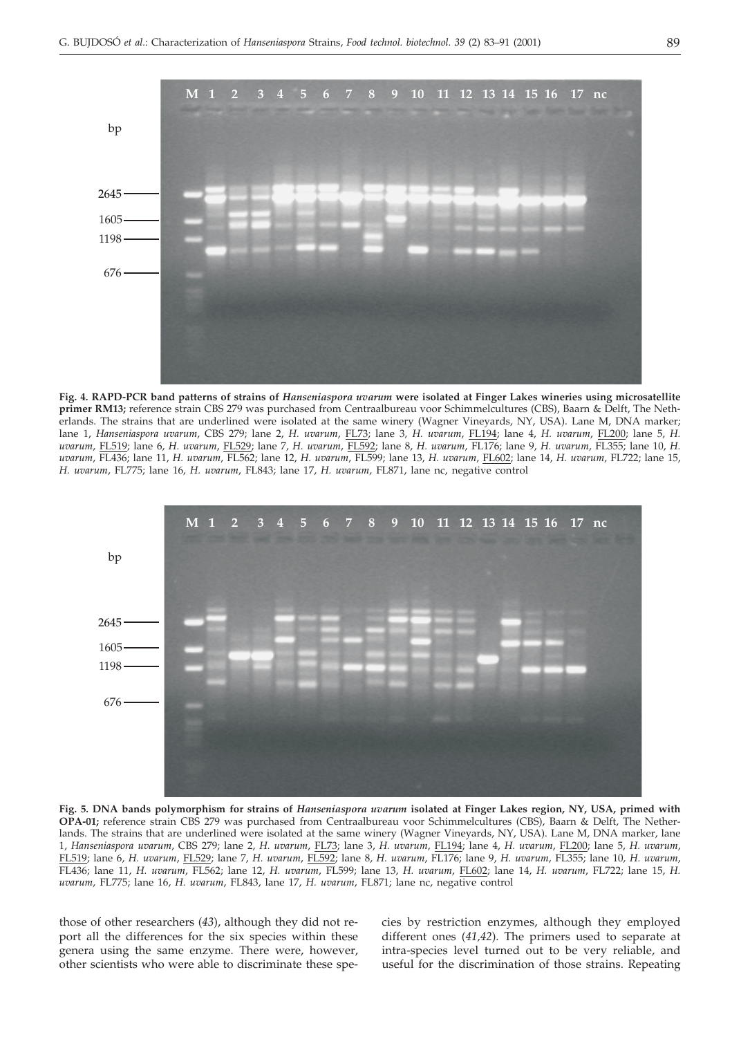**Fig. 4. RAPD-PCR band patterns of strains of *Hanseniaspora uvarum* were isolated at Finger Lakes wineries using microsatellite primer RM13;** reference strain CBS 279 was purchased from Centraalbureau voor Schimmelcultures (CBS), Baarn & Delft, The Netherlands. The strains that are underlined were isolated at the same winery (Wagner Vineyards, NY, USA). Lane M, DNA marker; lane 1, *Hanseniaspora uvarum*, CBS 279; lane 2, *H. uvarum*, FL73; lane 3, *H. uvarum*, FL194; lane 4, *H. uvarum*, FL200; lane 5, *H. uvarum*, FL519; lane 6, *H. uvarum*, FL529; lane 7, *H. uvarum*, FL592; lane 8, *H. uvarum*, FL176; lane 9, *H. uvarum*, FL355; lane 10, *H. uvarum*, FL436; lane 11, *H. uvarum*, FL562; lane 12, *H. uvarum*, FL599; lane 13, *H. uvarum*, FL602; lane 14, *H. uvarum*, FL722; lane 15, *H. uvarum*, FL775; lane 16, *H. uvarum*, FL843; lane 17, *H. uvarum*, FL871, lane nc, negative control

**Fig. 5. DNA bands polymorphism for strains of *Hanseniaspora uvarum* isolated at Finger Lakes region, NY, USA, primed with OPA-01;** reference strain CBS 279 was purchased from Centraalbureau voor Schimmelcultures (CBS), Baarn & Delft, The Netherlands. The strains that are underlined were isolated at the same winery (Wagner Vineyards, NY, USA). Lane M, DNA marker, lane 1, *Hanseniaspora uvarum*, CBS 279; lane 2, *H. uvarum*, FL73; lane 3, *H. uvarum*, FL194; lane 4, *H. uvarum*, FL200; lane 5, *H. uvarum*, FL519; lane 6, *H. uvarum*, FL529; lane 7, *H. uvarum*, FL592; lane 8, *H. uvarum*, FL176; lane 9, *H. uvarum*, FL355; lane 10, *H. uvarum*, FL436; lane 11, *H. uvarum*, FL562; lane 12, *H. uvarum*, FL599; lane 13, *H. uvarum*, FL602; lane 14, *H. uvarum*, FL722; lane 15, *H. uvarum*, FL775; lane 16, *H. uvarum*, FL843, lane 17, *H. uvarum*, FL871; lane nc, negative control

those of other researchers (*43*), although they did not report all the differences for the six species within these genera using the same enzyme. There were, however, other scientists who were able to discriminate these species by restriction enzymes, although they employed different ones (*41,42*). The primers used to separate at intra-species level turned out to be very reliable, and useful for the discrimination of those strains. Repeating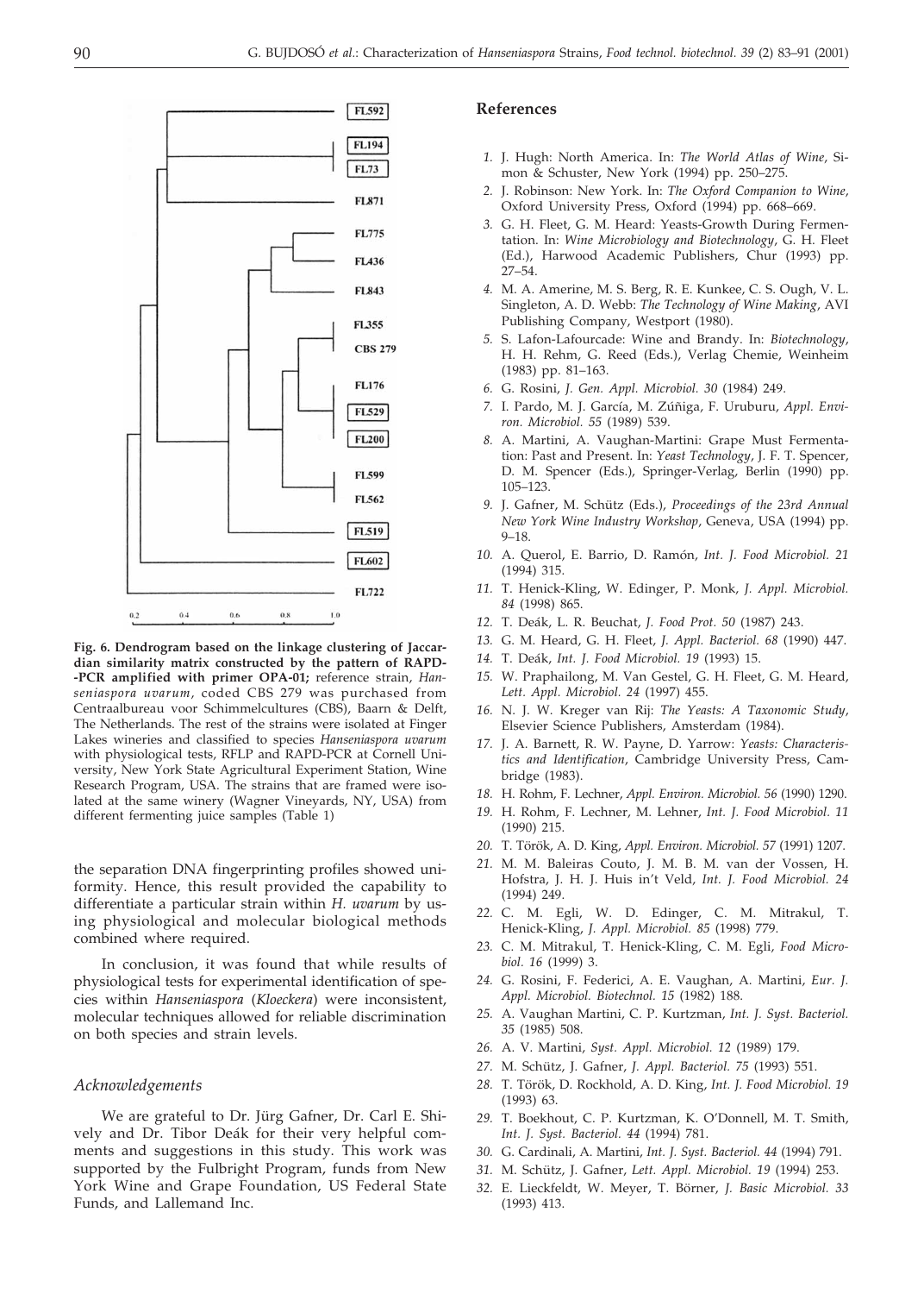Fig. 6. Dendrogram based on the linkage clustering of Jaccardian similarity matrix constructed by the pattern of RAPD-PCR amplified with primer OPA-01; reference strain, *Hanseniaspora uvarum*, coded CBS 279 was purchased from Centraalbureau voor Schimmelcultures (CBS), Baarn & Delft, The Netherlands. The rest of the strains were isolated at Finger Lakes wineries and classified to species *Hanseniaspora uvarum* with physiological tests, RFLP and RAPD-PCR at Cornell University, New York State Agricultural Experiment Station, Wine Research Program, USA. The strains that are framed were isolated at the same winery (Wagner Vineyards, NY, USA) from different fermenting juice samples (Table 1)

the separation DNA fingerprinting profiles showed uniformity. Hence, this result provided the capability to differentiate a particular strain within *H. uvarum* by using physiological and molecular biological methods combined where required.

In conclusion, it was found that while results of physiological tests for experimental identification of species within *Hanseniaspora* (*Kloeckera*) were inconsistent, molecular techniques allowed for reliable discrimination on both species and strain levels.

### *Acknowledgements*

We are grateful to Dr. Jürg Gafner, Dr. Carl E. Shively and Dr. Tibor Deák for their very helpful comments and suggestions in this study. This work was supported by the Fulbright Program, funds from New York Wine and Grape Foundation, US Federal State Funds, and Lallemand Inc.

## References

1. J. Hugh: North America. In: *The World Atlas of Wine*, Simon & Schuster, New York (1994) pp. 250–275.
2. J. Robinson: New York. In: *The Oxford Companion to Wine*, Oxford University Press, Oxford (1994) pp. 668–669.
3. G. H. Fleet, G. M. Heard: Yeasts-Growth During Fermentation. In: *Wine Microbiology and Biotechnology*, G. H. Fleet (Ed.), Harwood Academic Publishers, Chur (1993) pp. 27–54.
4. M. A. Amerine, M. S. Berg, R. E. Kunkee, C. S. Ough, V. L. Singleton, A. D. Webb: *The Technology of Wine Making*, AVI Publishing Company, Westport (1980).
5. S. Lafon-Lafourcade: Wine and Brandy. In: *Biotechnology*, H. H. Rehm, G. Reed (Eds.), Verlag Chemie, Weinheim (1983) pp. 81–163.
6. G. Rosini, *J. Gen. Appl. Microbiol. 30* (1984) 249.
7. I. Pardo, M. J. García, M. Zúñiga, F. Uruburu, *Appl. Environ. Microbiol. 55* (1989) 539.
8. A. Martini, A. Vaughan-Martini: Grape Must Fermentation: Past and Present. In: *Yeast Technology*, J. F. T. Spencer, D. M. Spencer (Eds.), Springer-Verlag, Berlin (1990) pp. 105–123.
9. J. Gafner, M. Schütz (Eds.), *Proceedings of the 23rd Annual New York Wine Industry Workshop*, Geneva, USA (1994) pp. 9–18.
10. A. Querol, E. Barrio, D. Ramón, *Int. J. Food Microbiol. 21* (1994) 315.
11. T. Henick-Kling, W. Edinger, P. Monk, *J. Appl. Microbiol. 84* (1998) 865.
12. T. Deák, L. R. Beuchat, *J. Food Prot. 50* (1987) 243.
13. G. M. Heard, G. H. Fleet, *J. Appl. Bacteriol. 68* (1990) 447.
14. T. Deák, *Int. J. Food Microbiol. 19* (1993) 15.
15. W. Praphailong, M. Van Gestel, G. H. Fleet, G. M. Heard, *Lett. Appl. Microbiol. 24* (1997) 455.
16. N. J. W. Kreger van Rij: *The Yeasts: A Taxonomic Study*, Elsevier Science Publishers, Amsterdam (1984).
17. J. A. Barnett, R. W. Payne, D. Yarrow: *Yeasts: Characteristics and Identification*, Cambridge University Press, Cambridge (1983).
18. H. Rohm, F. Lechner, *Appl. Environ. Microbiol. 56* (1990) 1290.
19. H. Rohm, F. Lechner, M. Lehner, *Int. J. Food Microbiol. 11* (1990) 215.
20. T. Török, A. D. King, *Appl. Environ. Microbiol. 57* (1991) 1207.
21. M. M. Baleiras Couto, J. M. B. M. van der Vossen, H. Hofstra, J. H. J. Huis in't Veld, *Int. J. Food Microbiol. 24* (1994) 249.
22. C. M. Egli, W. D. Edinger, C. M. Mitrakul, T. Henick-Kling, *J. Appl. Microbiol. 85* (1998) 779.
23. C. M. Mitrakul, T. Henick-Kling, C. M. Egli, *Food Microbiol. 16* (1999) 3.
24. G. Rosini, F. Federici, A. E. Vaughan, A. Martini, *Eur. J. Appl. Microbiol. Biotechnol. 15* (1982) 188.
25. A. Vaughan Martini, C. P. Kurtzman, *Int. J. Syst. Bacteriol. 35* (1985) 508.
26. A. V. Martini, *Syst. Appl. Microbiol. 12* (1989) 179.
27. M. Schütz, J. Gafner, *J. Appl. Bacteriol. 75* (1993) 551.
28. T. Török, D. Rockhold, A. D. King, *Int. J. Food Microbiol. 19* (1993) 63.
29. T. Boekhout, C. P. Kurtzman, K. O'Donnell, M. T. Smith, *Int. J. Syst. Bacteriol. 44* (1994) 781.
30. G. Cardinali, A. Martini, *Int. J. Syst. Bacteriol. 44* (1994) 791.
31. M. Schütz, J. Gafner, *Lett. Appl. Microbiol. 19* (1994) 253.
32. E. Lieckfeldt, W. Meyer, T. Börner, *J. Basic Microbiol. 33* (1993) 413.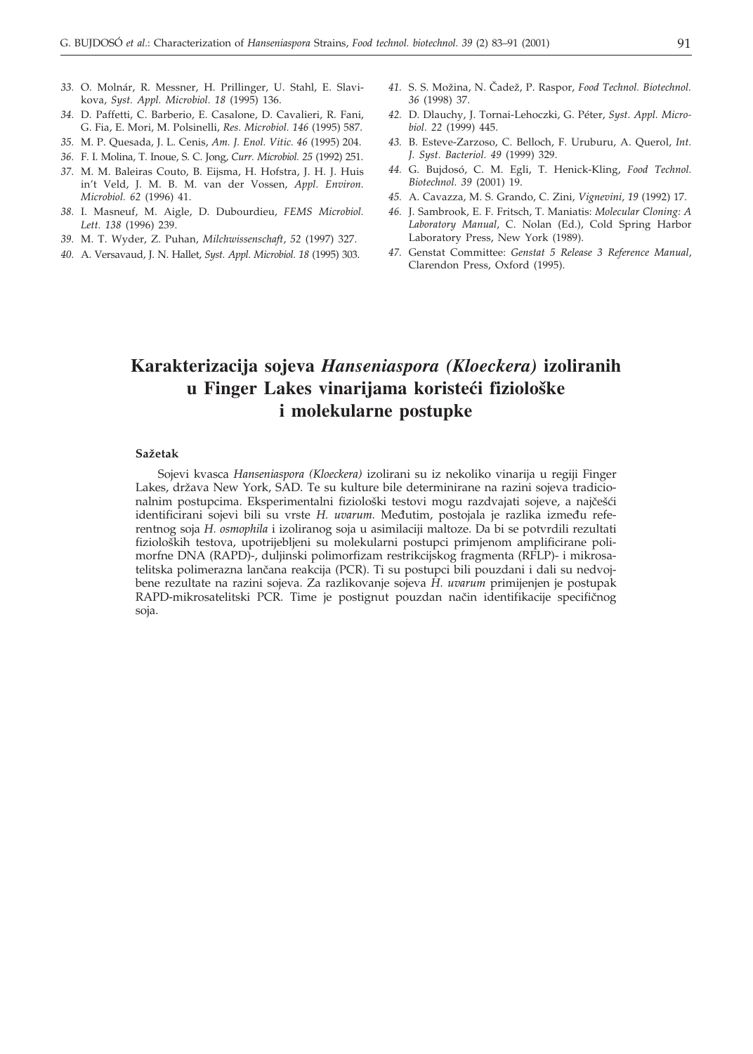33. O. Molnár, R. Messner, H. Prillinger, U. Stahl, E. Slavikova, *Syst. Appl. Microbiol. 18* (1995) 136.
34. D. Paffetti, C. Barberio, E. Casalone, D. Cavalieri, R. Fani, G. Fia, E. Mori, M. Polsinelli, *Res. Microbiol. 146* (1995) 587.
35. M. P. Quesada, J. L. Cenis, *Am. J. Enol. Vitic. 46* (1995) 204.
36. F. I. Molina, T. Inoue, S. C. Jong, *Curr. Microbiol. 25* (1992) 251.
37. M. M. Baleiras Couto, B. Eijsma, H. Hofstra, J. H. J. Huis in't Veld, J. M. B. M. van der Vossen, *Appl. Environ. Microbiol. 62* (1996) 41.
38. I. Masneuf, M. Aigle, D. Dubourdieu, *FEMS Microbiol. Lett. 138* (1996) 239.
39. M. T. Wyder, Z. Puhan, *Milchwissenschaft*, *52* (1997) 327.
40. A. Versavaud, J. N. Hallet, *Syst. Appl. Microbiol. 18* (1995) 303.
41. S. S. Možina, N. Čadež, P. Raspor, *Food Technol. Biotechnol. 36* (1998) 37.
42. D. Dlauchy, J. Tornai-Lehoczki, G. Péter, *Syst. Appl. Microbiol. 22* (1999) 445.
43. B. Esteve-Zarzoso, C. Belloch, F. Uruburu, A. Querol, *Int. J. Syst. Bacteriol. 49* (1999) 329.
44. G. Bujdosó, C. M. Egli, T. Henick-Kling, *Food Technol. Biotechnol. 39* (2001) 19.
45. A. Cavazza, M. S. Grando, C. Zini, *Vignevini*, *19* (1992) 17.
46. J. Sambrook, E. F. Fritsch, T. Maniatis: *Molecular Cloning: A Laboratory Manual*, C. Nolan (Ed.), Cold Spring Harbor Laboratory Press, New York (1989).
47. Genstat Committee: *Genstat 5 Release 3 Reference Manual*, Clarendon Press, Oxford (1995).

# Karakterizacija sojeva *Hanseniaspora (Kloeckera)* izoliranih u Finger Lakes vinarijama koristeći fiziološke i molekularne postupke

## Sažetak

Sojevi kvasca *Hanseniaspora (Kloeckera)* izolirani su iz nekoliko vinarija u regiji Finger Lakes, država New York, SAD. Te su kulture bile determinirane na razini sojeva tradicionalnim postupcima. Eksperimentalni fiziološki testovi mogu razdvajati sojeve, a najčešći identificirani sojevi bili su vrste *H. uvarum.* Međutim, postojala je razlika između referentnog soja *H. osmophila* i izoliranog soja u asimilaciji maltoze. Da bi se potvrdili rezultati fizioloških testova, upotrijebljeni su molekularni postupci primjenom amplificirane polimorfne DNA (RAPD)-, duljinski polimorfizam restrikcijskog fragmenta (RFLP)- i mikrosatelitska polimerazna lančana reakcija (PCR). Ti su postupci bili pouzdani i dali su nedvojbene rezultate na razini sojeva. Za razlikovanje sojeva *H. uvarum* primijenjen je postupak RAPD-mikrosatelitski PCR. Time je postignut pouzdan način identifikacije specifičnog soja.